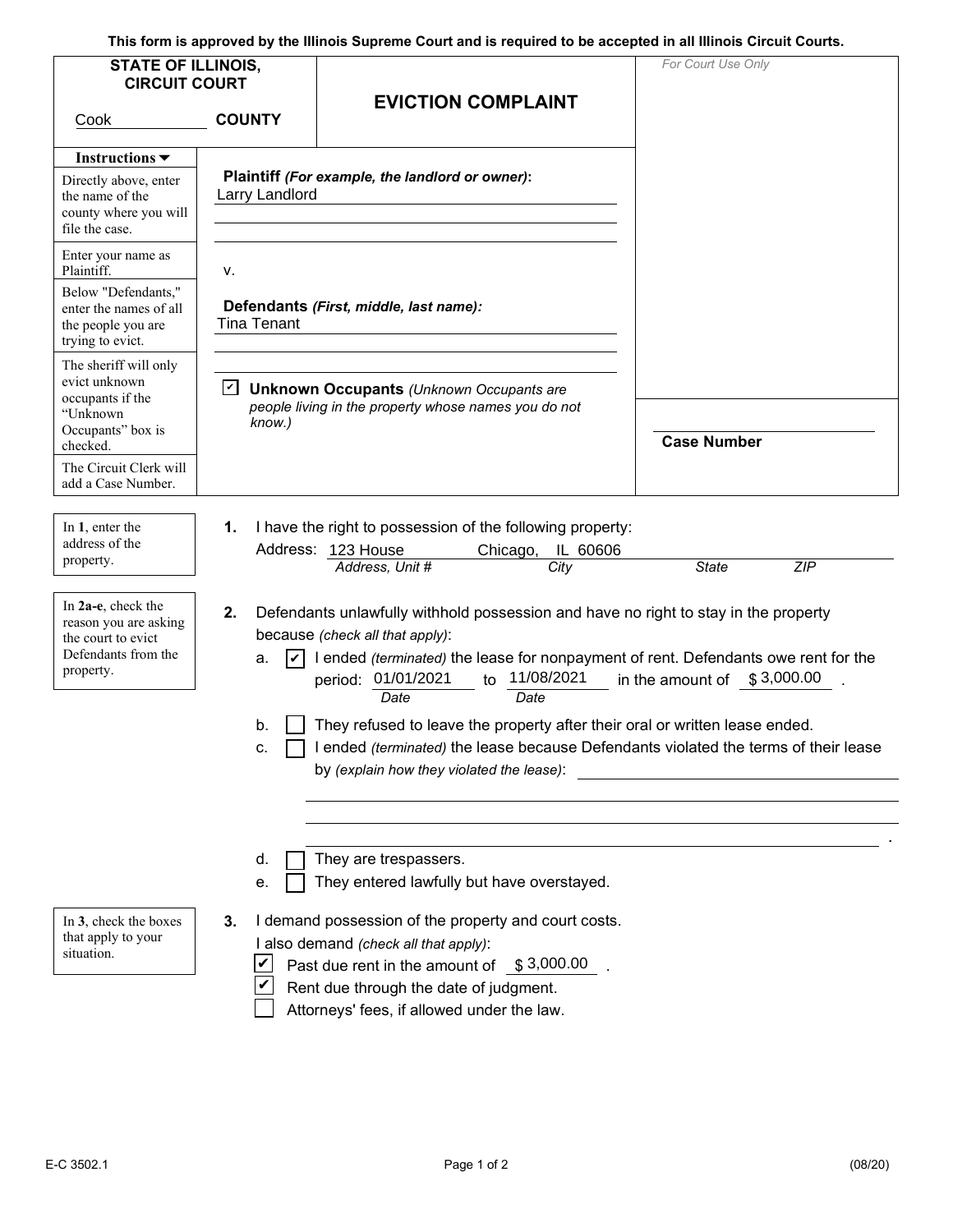This form is approved by the Illinois Supreme Court and is required to be accepted in all Illinois Circuit Courts.

| STATE OF ILLINOIS, CIRCUIT COURT<br>Cook COUNTY | **EVICTION COMPLAINT** | *For Court Use Only* |
|---|---|---|

| Instructions ▼ | |
|---|---|
| Directly above, enter the name of the county where you will file the case. | |
| Enter your name as Plaintiff. | **Plaintiff** *(For example, the landlord or owner)*: Larry Landlord |
| | v. |
| Below "Defendants," enter the names of all the people you are trying to evict. | **Defendants** *(First, middle, last name):* Tina Tenant |
| The sheriff will only evict unknown occupants if the "Unknown Occupants" box is checked. | ☑ **Unknown Occupants** *(Unknown Occupants are people living in the property whose names you do not know.)* |
| The Circuit Clerk will add a Case Number. | **Case Number** |

*In **1**, enter the address of the property.*

**1.** I have the right to possession of the following property:

Address: 123 House (*Address, Unit #*) Chicago, (*City*) IL (*State*) 60606 (*ZIP*)

*In **2a-e**, check the reason you are asking the court to evict Defendants from the property.*

**2.** Defendants unlawfully withhold possession and have no right to stay in the property because *(check all that apply)*:

a. ☑ I ended *(terminated)* the lease for nonpayment of rent. Defendants owe rent for the period: 01/01/2021 (*Date*) to 11/08/2021 (*Date*) in the amount of $ 3,000.00 .

b. ☐ They refused to leave the property after their oral or written lease ended.

c. ☐ I ended *(terminated)* the lease because Defendants violated the terms of their lease by *(explain how they violated the lease)*: ____________________

d. ☐ They are trespassers.

e. ☐ They entered lawfully but have overstayed.

*In **3**, check the boxes that apply to your situation.*

**3.** I demand possession of the property and court costs.

I also demand *(check all that apply)*:

☑ Past due rent in the amount of $ 3,000.00 .

☑ Rent due through the date of judgment.

☐ Attorneys' fees, if allowed under the law.

E-C 3502.1 (08/20)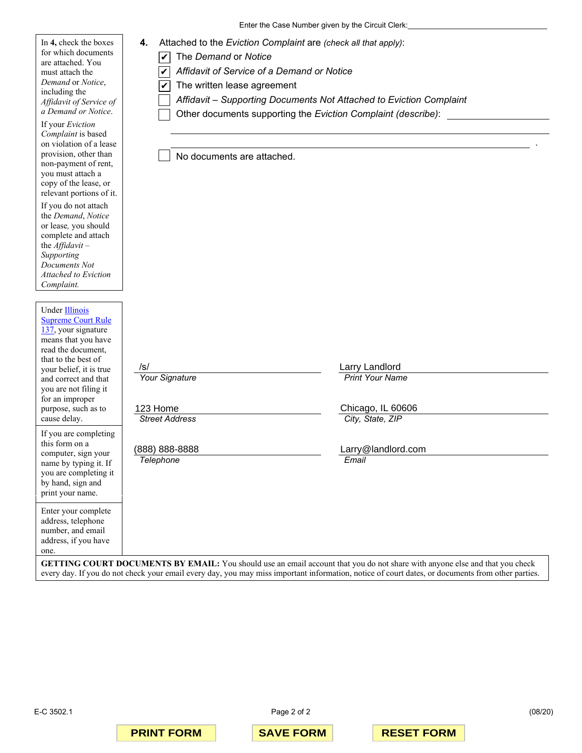Enter the Case Number given by the Circuit Clerk: ______________________

In **4,** check the boxes for which documents are attached. You must attach the *Demand* or *Notice*, including the *Affidavit of Service of a Demand or Notice*.

If your *Eviction Complaint* is based on violation of a lease provision, other than non-payment of rent, you must attach a copy of the lease, or relevant portions of it.

If you do not attach the *Demand*, *Notice* or lease*,* you should complete and attach the *Affidavit – Supporting Documents Not Attached to Eviction Complaint.*

**4.** Attached to the *Eviction Complaint* are *(check all that apply)*:

- [x] The *Demand* or *Notice*
- [x] *Affidavit of Service of a Demand or Notice*
- [x] The written lease agreement
- [ ] *Affidavit – Supporting Documents Not Attached to Eviction Complaint*
- [ ] Other documents supporting the *Eviction Complaint (describe)*: ______________________
- [ ] No documents are attached.

Under Illinois Supreme Court Rule 137, your signature means that you have read the document, that to the best of your belief, it is true and correct and that you are not filing it for an improper purpose, such as to cause delay.

If you are completing this form on a computer, sign your name by typing it. If you are completing it by hand, sign and print your name.

Enter your complete address, telephone number, and email address, if you have one.

| | |
|---|---|
| /s/ | Larry Landlord |
| *Your Signature* | *Print Your Name* |
| 123 Home | Chicago, IL 60606 |
| *Street Address* | *City, State, ZIP* |
| (888) 888-8888 | Larry@landlord.com |
| *Telephone* | *Email* |

**GETTING COURT DOCUMENTS BY EMAIL:** You should use an email account that you do not share with anyone else and that you check every day. If you do not check your email every day, you may miss important information, notice of court dates, or documents from other parties.

E-C 3502.1 (08/20)